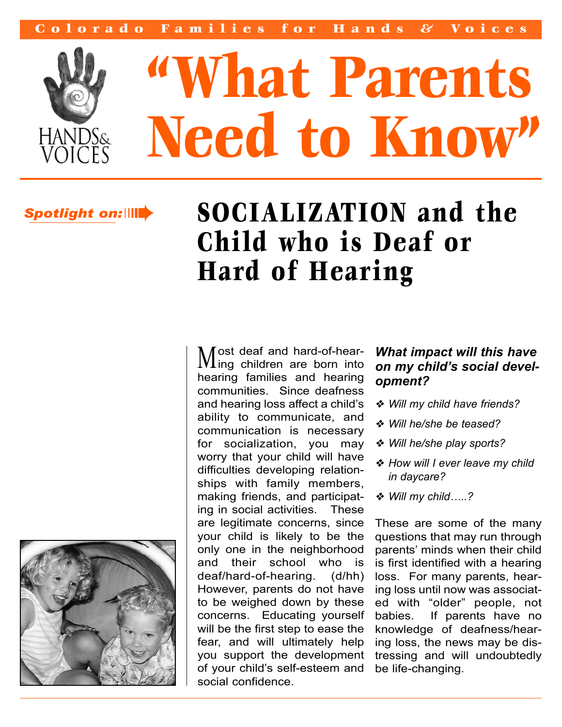Colorado Families for Hands & Voices

# "What Parents Need to Know"

*Spotlight on:*

## SOCIALIZATION and the Child who is Deaf or Hard of Hearing

Most deaf and hard-of-hearing children are born into hearing families and hearing communities. Since deafness and hearing loss affect a child's ability to communicate, and communication is necessary for socialization, you may worry that your child will have difficulties developing relationships with family members, making friends, and participating in social activities. These are legitimate concerns, since your child is likely to be the only one in the neighborhood and their school who is deaf/hard-of-hearing. (d/hh) However, parents do not have to be weighed down by these concerns. Educating yourself will be the first step to ease the fear, and will ultimately help you support the development of your child's self-esteem and social confidence.

### *What impact will this have on my child's social development?*

- *Will my child have friends?*
- *Will he/she be teased?*
- *Will he/she play sports?*
- *How will I ever leave my child in daycare?*
- *Will my child…..?*

These are some of the many questions that may run through parents' minds when their child is first identified with a hearing loss. For many parents, hearing loss until now was associated with "older" people, not babies. If parents have no knowledge of deafness/hearing loss, the news may be distressing and will undoubtedly be life-changing.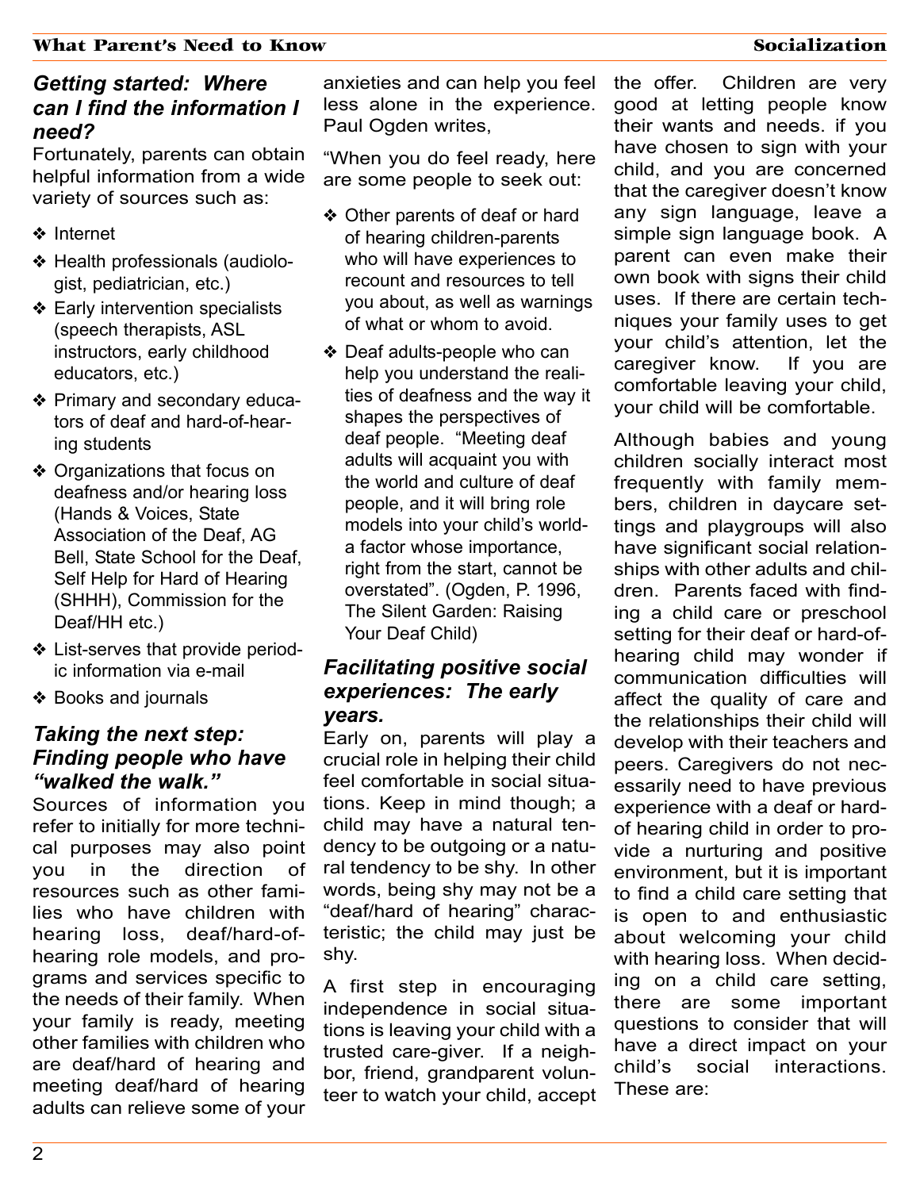### *Getting started: Where can I find the information I need?*

Fortunately, parents can obtain helpful information from a wide variety of sources such as:

- ❖ Internet
- ❖ Health professionals (audiologist, pediatrician, etc.)
- ❖ Early intervention specialists (speech therapists, ASL instructors, early childhood educators, etc.)
- ❖ Primary and secondary educators of deaf and hard-of-hearing students
- ❖ Organizations that focus on deafness and/or hearing loss (Hands & Voices, State Association of the Deaf, AG Bell, State School for the Deaf, Self Help for Hard of Hearing (SHHH), Commission for the Deaf/HH etc.)
- ❖ List-serves that provide periodic information via e-mail
- ❖ Books and journals

### *Taking the next step: Finding people who have "walked the walk."*

Sources of information you refer to initially for more technical purposes may also point you in the direction of resources such as other families who have children with hearing loss, deaf/hard-of-hearing role models, and programs and services specific to the needs of their family. When your family is ready, meeting other families with children who are deaf/hard of hearing and meeting deaf/hard of hearing adults can relieve some of your anxieties and can help you feel less alone in the experience. Paul Ogden writes,

"When you do feel ready, here are some people to seek out:

- ❖ Other parents of deaf or hard of hearing children-parents who will have experiences to recount and resources to tell you about, as well as warnings of what or whom to avoid.
- ❖ Deaf adults-people who can help you understand the realities of deafness and the way it shapes the perspectives of deaf people. "Meeting deaf adults will acquaint you with the world and culture of deaf people, and it will bring role models into your child's world-a factor whose importance, right from the start, cannot be overstated". (Ogden, P. 1996, The Silent Garden: Raising Your Deaf Child)

### *Facilitating positive social experiences: The early years.*

Early on, parents will play a crucial role in helping their child feel comfortable in social situations. Keep in mind though; a child may have a natural tendency to be outgoing or a natural tendency to be shy. In other words, being shy may not be a "deaf/hard of hearing" characteristic; the child may just be shy.

A first step in encouraging independence in social situations is leaving your child with a trusted care-giver. If a neighbor, friend, grandparent volunteer to watch your child, accept the offer. Children are very good at letting people know their wants and needs. if you have chosen to sign with your child, and you are concerned that the caregiver doesn't know any sign language, leave a simple sign language book. A parent can even make their own book with signs their child uses. If there are certain techniques your family uses to get your child's attention, let the caregiver know. If you are comfortable leaving your child, your child will be comfortable.

Although babies and young children socially interact most frequently with family members, children in daycare settings and playgroups will also have significant social relationships with other adults and children. Parents faced with finding a child care or preschool setting for their deaf or hard-of-hearing child may wonder if communication difficulties will affect the quality of care and the relationships their child will develop with their teachers and peers. Caregivers do not necessarily need to have previous experience with a deaf or hard-of hearing child in order to provide a nurturing and positive environment, but it is important to find a child care setting that is open to and enthusiastic about welcoming your child with hearing loss. When deciding on a child care setting, there are some important questions to consider that will have a direct impact on your child's social interactions. These are: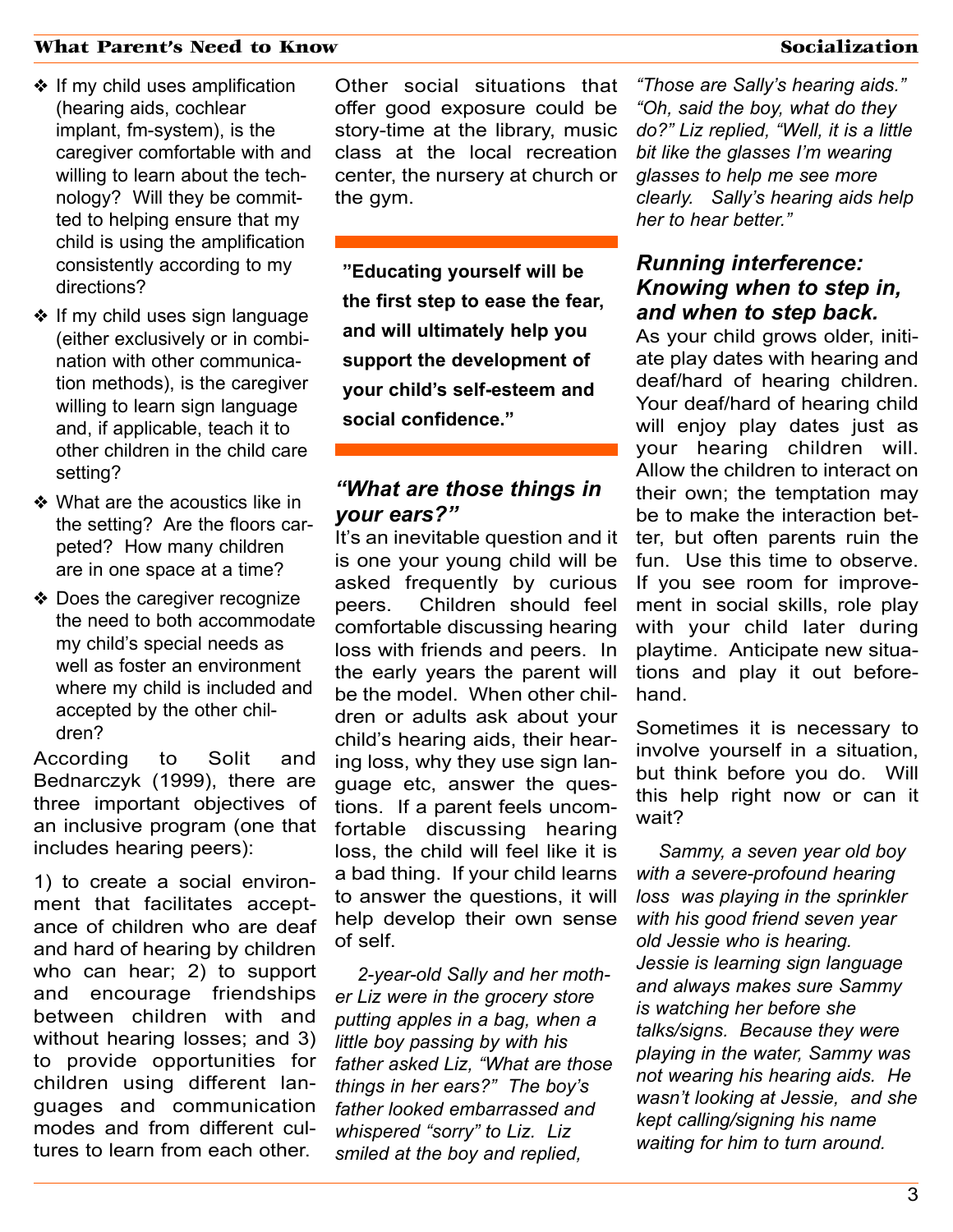- If my child uses amplification (hearing aids, cochlear implant, fm-system), is the caregiver comfortable with and willing to learn about the technology? Will they be committed to helping ensure that my child is using the amplification consistently according to my directions?
- If my child uses sign language (either exclusively or in combination with other communication methods), is the caregiver willing to learn sign language and, if applicable, teach it to other children in the child care setting?
- What are the acoustics like in the setting? Are the floors carpeted? How many children are in one space at a time?
- Does the caregiver recognize the need to both accommodate my child's special needs as well as foster an environment where my child is included and accepted by the other children?

According to Solit and Bednarczyk (1999), there are three important objectives of an inclusive program (one that includes hearing peers):

1) to create a social environment that facilitates acceptance of children who are deaf and hard of hearing by children who can hear; 2) to support and encourage friendships between children with and without hearing losses; and 3) to provide opportunities for children using different languages and communication modes and from different cultures to learn from each other.

Other social situations that offer good exposure could be story-time at the library, music class at the local recreation center, the nursery at church or the gym.

**"Educating yourself will be the first step to ease the fear, and will ultimately help you support the development of your child's self-esteem and social confidence."**

### *"What are those things in your ears?"*

It's an inevitable question and it is one your young child will be asked frequently by curious peers. Children should feel comfortable discussing hearing loss with friends and peers. In the early years the parent will be the model. When other children or adults ask about your child's hearing aids, their hearing loss, why they use sign language etc, answer the questions. If a parent feels uncomfortable discussing hearing loss, the child will feel like it is a bad thing. If your child learns to answer the questions, it will help develop their own sense of self.

*2-year-old Sally and her mother Liz were in the grocery store putting apples in a bag, when a little boy passing by with his father asked Liz, "What are those things in her ears?" The boy's father looked embarrassed and whispered "sorry" to Liz. Liz smiled at the boy and replied, "Those are Sally's hearing aids." "Oh, said the boy, what do they do?" Liz replied, "Well, it is a little bit like the glasses I'm wearing glasses to help me see more clearly. Sally's hearing aids help her to hear better."*

### *Running interference: Knowing when to step in, and when to step back.*

As your child grows older, initiate play dates with hearing and deaf/hard of hearing children. Your deaf/hard of hearing child will enjoy play dates just as your hearing children will. Allow the children to interact on their own; the temptation may be to make the interaction better, but often parents ruin the fun. Use this time to observe. If you see room for improvement in social skills, role play with your child later during playtime. Anticipate new situations and play it out beforehand.

Sometimes it is necessary to involve yourself in a situation, but think before you do. Will this help right now or can it wait?

*Sammy, a seven year old boy with a severe-profound hearing loss was playing in the sprinkler with his good friend seven year old Jessie who is hearing. Jessie is learning sign language and always makes sure Sammy is watching her before she talks/signs. Because they were playing in the water, Sammy was not wearing his hearing aids. He wasn't looking at Jessie, and she kept calling/signing his name waiting for him to turn around.*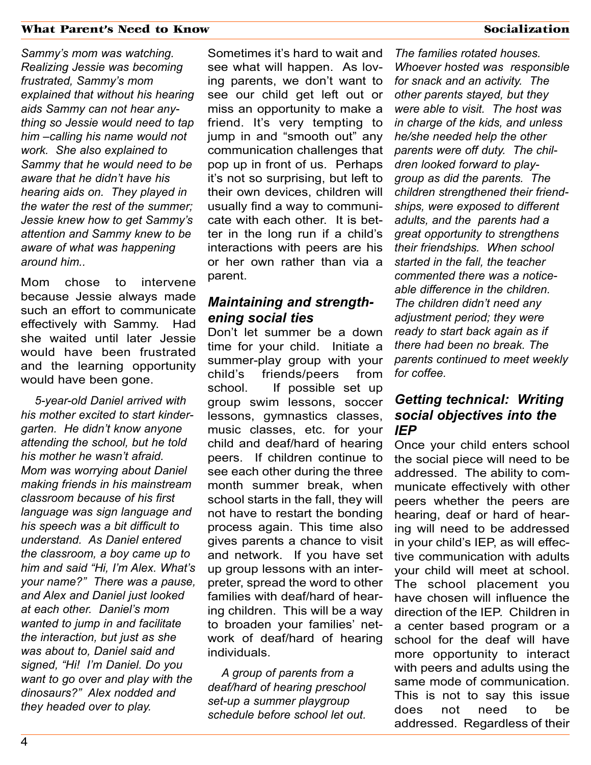*Sammy's mom was watching. Realizing Jessie was becoming frustrated, Sammy's mom explained that without his hearing aids Sammy can not hear anything so Jessie would need to tap him –calling his name would not work. She also explained to Sammy that he would need to be aware that he didn't have his hearing aids on. They played in the water the rest of the summer; Jessie knew how to get Sammy's attention and Sammy knew to be aware of what was happening around him..*

Mom chose to intervene because Jessie always made such an effort to communicate effectively with Sammy. Had she waited until later Jessie would have been frustrated and the learning opportunity would have been gone.

*5-year-old Daniel arrived with his mother excited to start kindergarten. He didn't know anyone attending the school, but he told his mother he wasn't afraid. Mom was worrying about Daniel making friends in his mainstream classroom because of his first language was sign language and his speech was a bit difficult to understand. As Daniel entered the classroom, a boy came up to him and said "Hi, I'm Alex. What's your name?" There was a pause, and Alex and Daniel just looked at each other. Daniel's mom wanted to jump in and facilitate the interaction, but just as she was about to, Daniel said and signed, "Hi! I'm Daniel. Do you want to go over and play with the dinosaurs?" Alex nodded and they headed over to play.*

Sometimes it's hard to wait and see what will happen. As loving parents, we don't want to see our child get left out or miss an opportunity to make a friend. It's very tempting to jump in and "smooth out" any communication challenges that pop up in front of us. Perhaps it's not so surprising, but left to their own devices, children will usually find a way to communicate with each other. It is better in the long run if a child's interactions with peers are his or her own rather than via a parent.

## *Maintaining and strengthening social ties*

Don't let summer be a down time for your child. Initiate a summer-play group with your child's friends/peers from school. If possible set up group swim lessons, soccer lessons, gymnastics classes, music classes, etc. for your child and deaf/hard of hearing peers. If children continue to see each other during the three month summer break, when school starts in the fall, they will not have to restart the bonding process again. This time also gives parents a chance to visit and network. If you have set up group lessons with an interpreter, spread the word to other families with deaf/hard of hearing children. This will be a way to broaden your families' network of deaf/hard of hearing individuals.

*A group of parents from a deaf/hard of hearing preschool set-up a summer playgroup schedule before school let out. The families rotated houses. Whoever hosted was responsible for snack and an activity. The other parents stayed, but they were able to visit. The host was in charge of the kids, and unless he/she needed help the other parents were off duty. The children looked forward to playgroup as did the parents. The children strengthened their friendships, were exposed to different adults, and the parents had a great opportunity to strengthens their friendships. When school started in the fall, the teacher commented there was a noticeable difference in the children. The children didn't need any adjustment period; they were ready to start back again as if there had been no break. The parents continued to meet weekly for coffee.*

## *Getting technical: Writing social objectives into the IEP*

Once your child enters school the social piece will need to be addressed. The ability to communicate effectively with other peers whether the peers are hearing, deaf or hard of hearing will need to be addressed in your child's IEP, as will effective communication with adults your child will meet at school. The school placement you have chosen will influence the direction of the IEP. Children in a center based program or a school for the deaf will have more opportunity to interact with peers and adults using the same mode of communication. This is not to say this issue does not need to be addressed. Regardless of their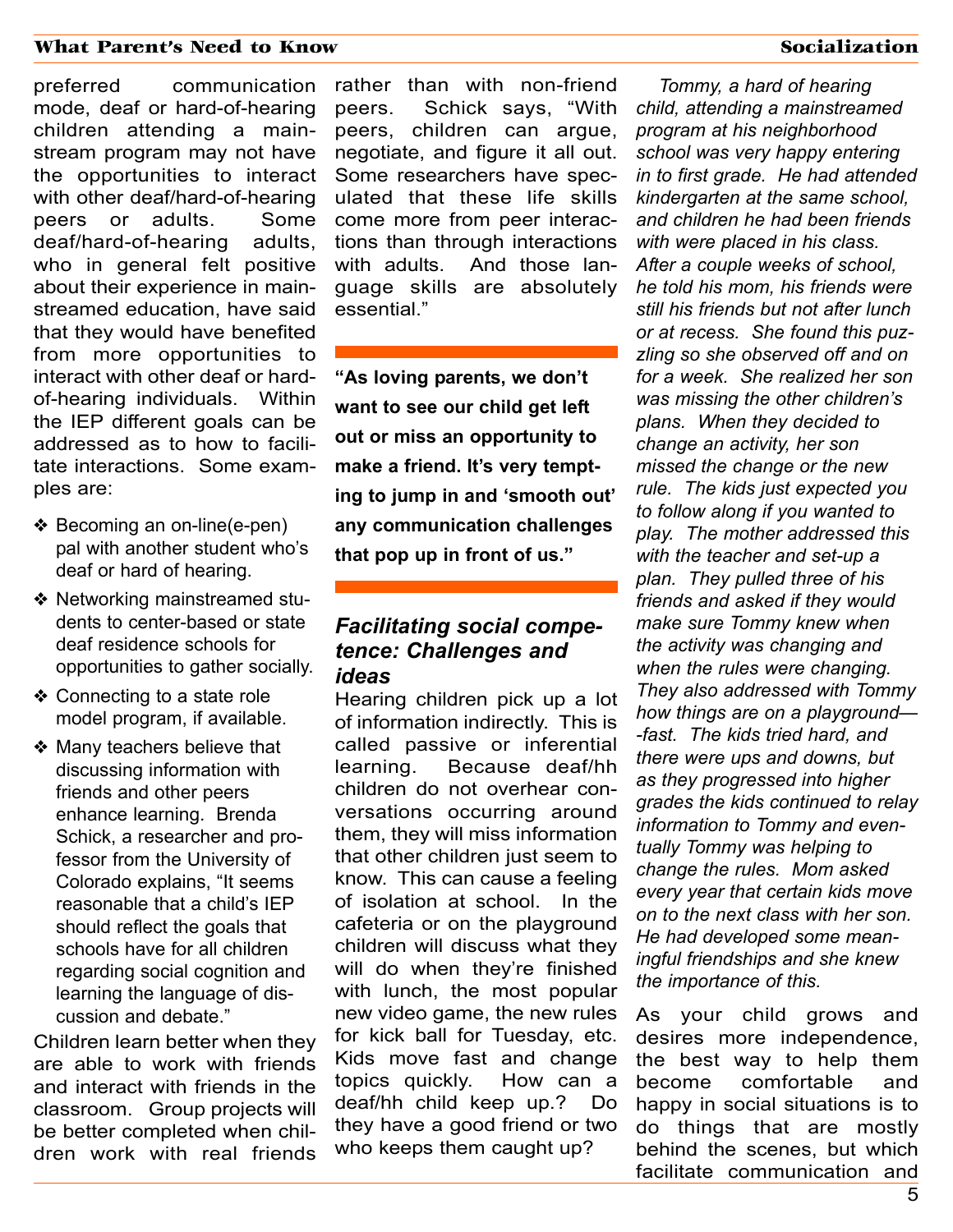preferred communication mode, deaf or hard-of-hearing children attending a mainstream program may not have the opportunities to interact with other deaf/hard-of-hearing peers or adults. Some deaf/hard-of-hearing adults, who in general felt positive about their experience in mainstreamed education, have said that they would have benefited from more opportunities to interact with other deaf or hard-of-hearing individuals. Within the IEP different goals can be addressed as to how to facilitate interactions. Some examples are:

- Becoming an on-line(e-pen) pal with another student who's deaf or hard of hearing.
- Networking mainstreamed students to center-based or state deaf residence schools for opportunities to gather socially.
- Connecting to a state role model program, if available.
- Many teachers believe that discussing information with friends and other peers enhance learning. Brenda Schick, a researcher and professor from the University of Colorado explains, "It seems reasonable that a child's IEP should reflect the goals that schools have for all children regarding social cognition and learning the language of discussion and debate."

Children learn better when they are able to work with friends and interact with friends in the classroom. Group projects will be better completed when children work with real friends rather than with non-friend peers. Schick says, "With peers, children can argue, negotiate, and figure it all out. Some researchers have speculated that these life skills come more from peer interactions than through interactions with adults. And those language skills are absolutely essential."

**"As loving parents, we don't want to see our child get left out or miss an opportunity to make a friend. It's very tempting to jump in and 'smooth out' any communication challenges that pop up in front of us."**

### *Facilitating social competence: Challenges and ideas*

Hearing children pick up a lot of information indirectly. This is called passive or inferential learning. Because deaf/hh children do not overhear conversations occurring around them, they will miss information that other children just seem to know. This can cause a feeling of isolation at school. In the cafeteria or on the playground children will discuss what they will do when they're finished with lunch, the most popular new video game, the new rules for kick ball for Tuesday, etc. Kids move fast and change topics quickly. How can a deaf/hh child keep up.? Do they have a good friend or two who keeps them caught up?

*Tommy, a hard of hearing child, attending a mainstreamed program at his neighborhood school was very happy entering in to first grade. He had attended kindergarten at the same school, and children he had been friends with were placed in his class. After a couple weeks of school, he told his mom, his friends were still his friends but not after lunch or at recess. She found this puzzling so she observed off and on for a week. She realized her son was missing the other children's plans. When they decided to change an activity, her son missed the change or the new rule. The kids just expected you to follow along if you wanted to play. The mother addressed this with the teacher and set-up a plan. They pulled three of his friends and asked if they would make sure Tommy knew when the activity was changing and when the rules were changing. They also addressed with Tommy how things are on a playground—-fast. The kids tried hard, and there were ups and downs, but as they progressed into higher grades the kids continued to relay information to Tommy and eventually Tommy was helping to change the rules. Mom asked every year that certain kids move on to the next class with her son. He had developed some meaningful friendships and she knew the importance of this.*

As your child grows and desires more independence, the best way to help them become comfortable and happy in social situations is to do things that are mostly behind the scenes, but which facilitate communication and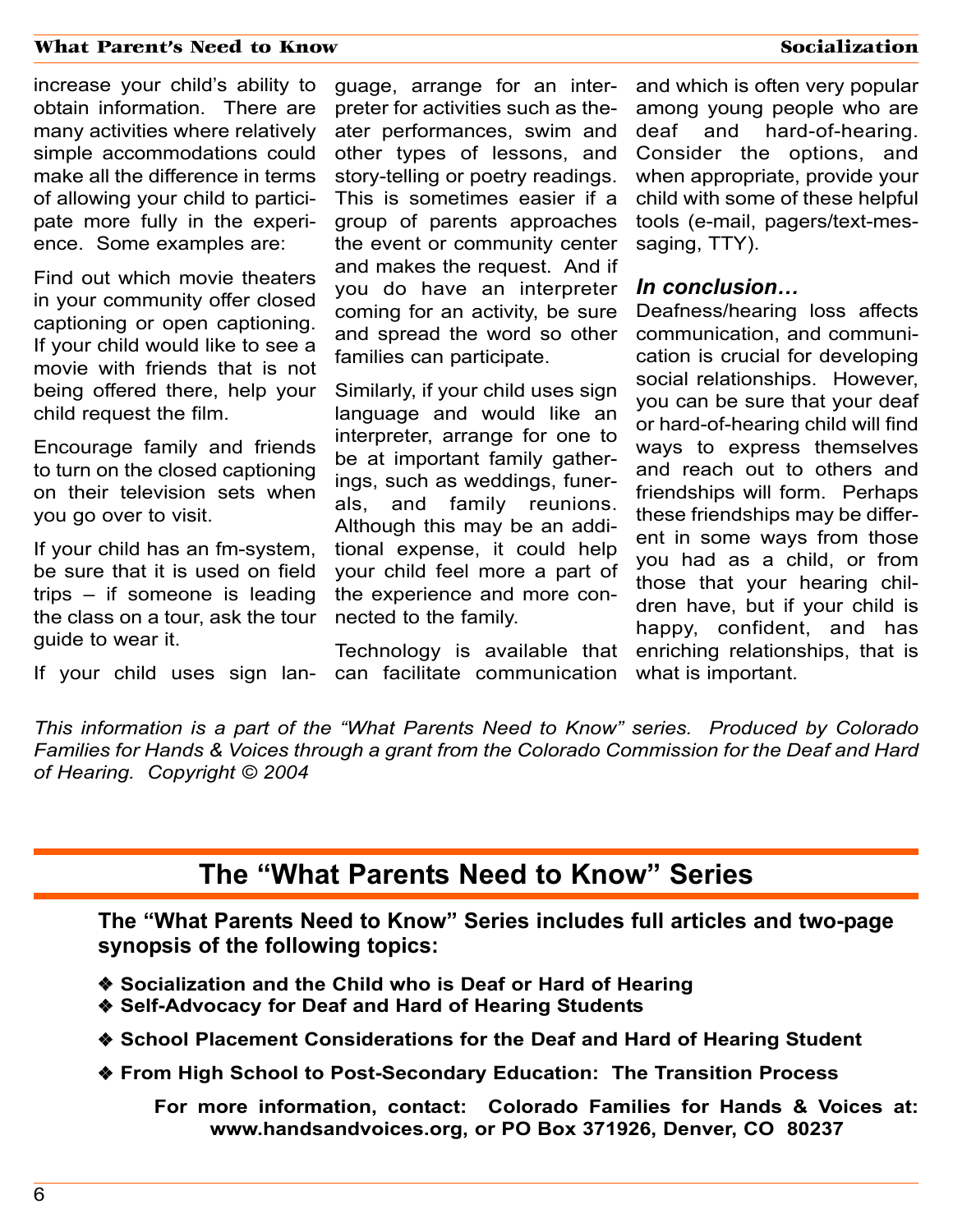increase your child's ability to obtain information. There are many activities where relatively simple accommodations could make all the difference in terms of allowing your child to participate more fully in the experience. Some examples are:

Find out which movie theaters in your community offer closed captioning or open captioning. If your child would like to see a movie with friends that is not being offered there, help your child request the film.

Encourage family and friends to turn on the closed captioning on their television sets when you go over to visit.

If your child has an fm-system, be sure that it is used on field trips – if someone is leading the class on a tour, ask the tour guide to wear it.

If your child uses sign language, arrange for an interpreter for activities such as theater performances, swim and other types of lessons, and story-telling or poetry readings. This is sometimes easier if a group of parents approaches the event or community center and makes the request. And if you do have an interpreter coming for an activity, be sure and spread the word so other families can participate.

Similarly, if your child uses sign language and would like an interpreter, arrange for one to be at important family gatherings, such as weddings, funerals, and family reunions. Although this may be an additional expense, it could help your child feel more a part of the experience and more connected to the family.

Technology is available that can facilitate communication and which is often very popular among young people who are deaf and hard-of-hearing. Consider the options, and when appropriate, provide your child with some of these helpful tools (e-mail, pagers/text-messaging, TTY).

### *In conclusion…*

Deafness/hearing loss affects communication, and communication is crucial for developing social relationships. However, you can be sure that your deaf or hard-of-hearing child will find ways to express themselves and reach out to others and friendships will form. Perhaps these friendships may be different in some ways from those you had as a child, or from those that your hearing children have, but if your child is happy, confident, and has enriching relationships, that is what is important.

*This information is a part of the "What Parents Need to Know" series. Produced by Colorado Families for Hands & Voices through a grant from the Colorado Commission for the Deaf and Hard of Hearing. Copyright © 2004*

## The "What Parents Need to Know" Series

**The "What Parents Need to Know" Series includes full articles and two-page synopsis of the following topics:**

- **Socialization and the Child who is Deaf or Hard of Hearing**
- **Self-Advocacy for Deaf and Hard of Hearing Students**
- **School Placement Considerations for the Deaf and Hard of Hearing Student**
- **From High School to Post-Secondary Education: The Transition Process**

**For more information, contact: Colorado Families for Hands & Voices at: www.handsandvoices.org, or PO Box 371926, Denver, CO 80237**